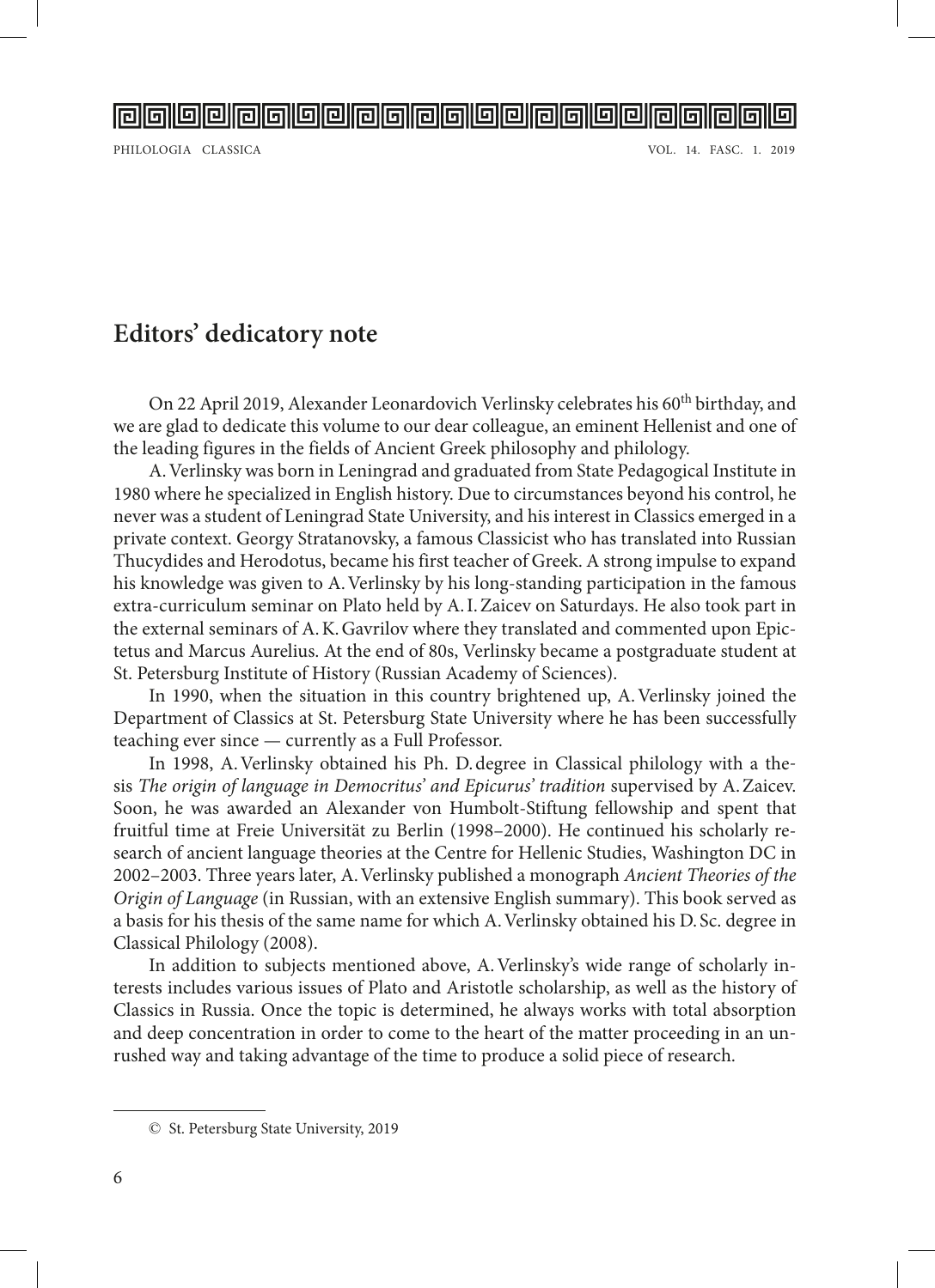# Editors' dedicatory note

On 22 April 2019, Alexander Leonardovich Verlinsky celebrates his 60th birthday, and we are glad to dedicate this volume to our dear colleague, an eminent Hellenist and one of the leading figures in the fields of Ancient Greek philosophy and philology.

A. Verlinsky was born in Leningrad and graduated from State Pedagogical Institute in 1980 where he specialized in English history. Due to circumstances beyond his control, he never was a student of Leningrad State University, and his interest in Classics emerged in a private context. Georgy Stratanovsky, a famous Classicist who has translated into Russian Thucydides and Herodotus, became his first teacher of Greek. A strong impulse to expand his knowledge was given to A. Verlinsky by his long-standing participation in the famous extra-curriculum seminar on Plato held by A. I. Zaicev on Saturdays. He also took part in the external seminars of A. K. Gavrilov where they translated and commented upon Epictetus and Marcus Aurelius. At the end of 80s, Verlinsky became a postgraduate student at St. Petersburg Institute of History (Russian Academy of Sciences).

In 1990, when the situation in this country brightened up, A. Verlinsky joined the Department of Classics at St. Petersburg State University where he has been successfully teaching ever since — currently as a Full Professor.

In 1998, A. Verlinsky obtained his Ph. D. degree in Classical philology with a thesis *The origin of language in Democritus' and Epicurus' tradition* supervised by A. Zaicev. Soon, he was awarded an Alexander von Humbolt-Stiftung fellowship and spent that fruitful time at Freie Universität zu Berlin (1998–2000). He continued his scholarly research of ancient language theories at the Centre for Hellenic Studies, Washington DC in 2002–2003. Three years later, A. Verlinsky published a monograph *Ancient Theories of the Origin of Language* (in Russian, with an extensive English summary). This book served as a basis for his thesis of the same name for which A. Verlinsky obtained his D. Sc. degree in Classical Philology (2008).

In addition to subjects mentioned above, A. Verlinsky's wide range of scholarly interests includes various issues of Plato and Aristotle scholarship, as well as the history of Classics in Russia. Once the topic is determined, he always works with total absorption and deep concentration in order to come to the heart of the matter proceeding in an unrushed way and taking advantage of the time to produce a solid piece of research.

© St. Petersburg State University, 2019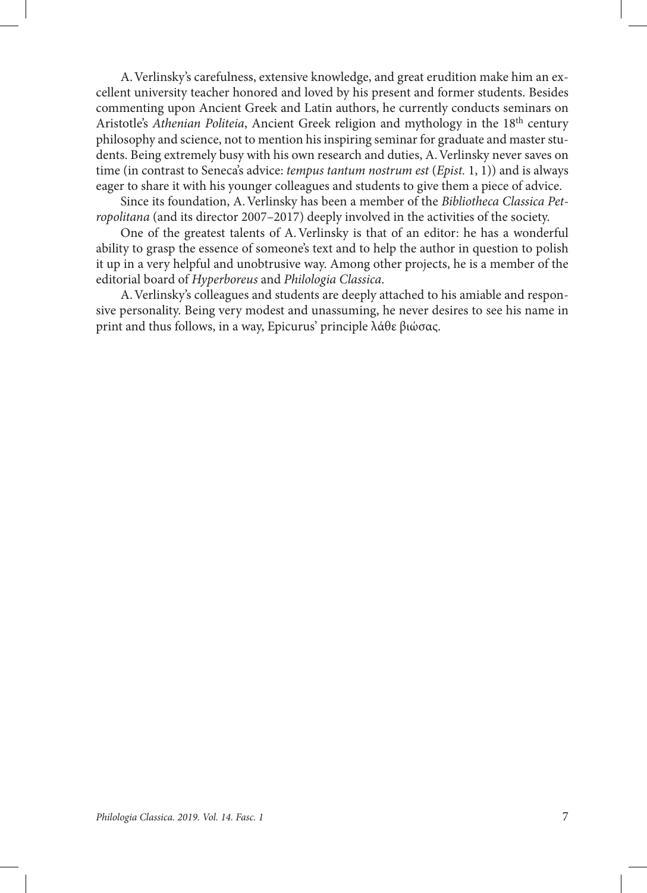A. Verlinsky's carefulness, extensive knowledge, and great erudition make him an excellent university teacher honored and loved by his present and former students. Besides commenting upon Ancient Greek and Latin authors, he currently conducts seminars on Aristotle's *Athenian Politeia*, Ancient Greek religion and mythology in the 18th century philosophy and science, not to mention his inspiring seminar for graduate and master students. Being extremely busy with his own research and duties, A. Verlinsky never saves on time (in contrast to Seneca's advice: *tempus tantum nostrum est* (*Epist.* 1, 1)) and is always eager to share it with his younger colleagues and students to give them a piece of advice.

Since its foundation, A. Verlinsky has been a member of the *Bibliotheca Classica Petropolitana* (and its director 2007–2017) deeply involved in the activities of the society.

One of the greatest talents of A. Verlinsky is that of an editor: he has a wonderful ability to grasp the essence of someone's text and to help the author in question to polish it up in a very helpful and unobtrusive way. Among other projects, he is a member of the editorial board of *Hyperboreus* and *Philologia Classica*.

A. Verlinsky's colleagues and students are deeply attached to his amiable and responsive personality. Being very modest and unassuming, he never desires to see his name in print and thus follows, in a way, Epicurus' principle λάθε βιώσας.